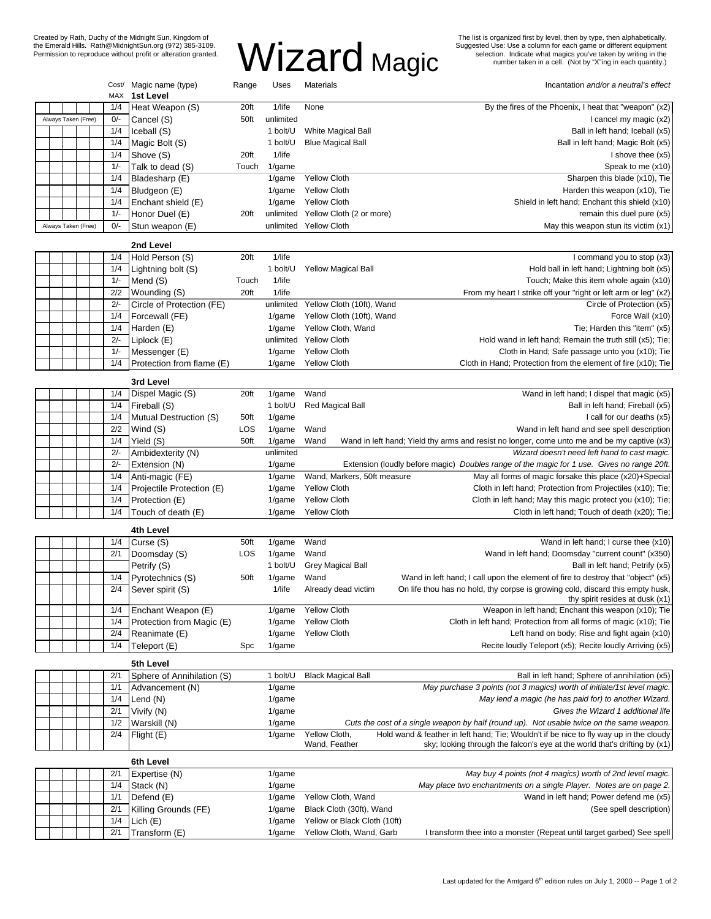Created by Rath, Duchy of the Midnight Sun, Kingdom of the Emerald Hills. Rath@MidnightSun.org (972) 385-3109. Permission to reproduce without profit or alteration granted.

# Wizard Magic

The list is organized first by level, then by type, then alphabetically. Suggested Use: Use a column for each game or different equipment selection. Indicate what magics you've taken by writing in the number taken in a cell. (Not by "X"ing in each quantity.)

| | | | | | Cost/ MAX | Magic name (type) | Range | Uses | Materials | Incantation *and/or a neutral's effect* |
|---|---|---|---|---|---|---|---|---|---|---|
| | | | | | | **1st Level** | | | | |
| | | | | | 1/4 | Heat Weapon (S) | 20ft | 1/life | None | By the fires of the Phoenix, I heat that "weapon" (x2) |
| Always Taken (Free) | | | | | 0/- | Cancel (S) | 50ft | unlimited | | I cancel my magic (x2) |
| | | | | | 1/4 | Iceball (S) | | 1 bolt/U | White Magical Ball | Ball in left hand; Iceball (x5) |
| | | | | | 1/4 | Magic Bolt (S) | | 1 bolt/U | Blue Magical Ball | Ball in left hand; Magic Bolt (x5) |
| | | | | | 1/4 | Shove (S) | 20ft | 1/life | | I shove thee (x5) |
| | | | | | 1/- | Talk to dead (S) | Touch | 1/game | | Speak to me (x10) |
| | | | | | 1/4 | Bladesharp (E) | | 1/game | Yellow Cloth | Sharpen this blade (x10), Tie |
| | | | | | 1/4 | Bludgeon (E) | | 1/game | Yellow Cloth | Harden this weapon (x10), Tie |
| | | | | | 1/4 | Enchant shield (E) | | 1/game | Yellow Cloth | Shield in left hand; Enchant this shield (x10) |
| | | | | | 1/- | Honor Duel (E) | 20ft | unlimited | Yellow Cloth (2 or more) | remain this duel pure (x5) |
| Always Taken (Free) | | | | | 0/- | Stun weapon (E) | | unlimited | Yellow Cloth | May this weapon stun its victim (x1) |
| | | | | | | **2nd Level** | | | | |
| | | | | | 1/4 | Hold Person (S) | 20ft | 1/life | | I command you to stop (x3) |
| | | | | | 1/4 | Lightning bolt (S) | | 1 bolt/U | Yellow Magical Ball | Hold ball in left hand; Lightning bolt (x5) |
| | | | | | 1/- | Mend (S) | Touch | 1/life | | Touch; Make this item whole again (x10) |
| | | | | | 2/2 | Wounding (S) | 20ft | 1/life | | From my heart I strike off your "right or left arm or leg" (x2) |
| | | | | | 2/- | Circle of Protection (FE) | | unlimited | Yellow Cloth (10ft), Wand | Circle of Protection (x5) |
| | | | | | 1/4 | Forcewall (FE) | | 1/game | Yellow Cloth (10ft), Wand | Force Wall (x10) |
| | | | | | 1/4 | Harden (E) | | 1/game | Yellow Cloth, Wand | Tie; Harden this "item" (x5) |
| | | | | | 2/- | Liplock (E) | | unlimited | Yellow Cloth | Hold wand in left hand; Remain the truth still (x5); Tie; |
| | | | | | 1/- | Messenger (E) | | 1/game | Yellow Cloth | Cloth in Hand; Safe passage unto you (x10); Tie |
| | | | | | 1/4 | Protection from flame (E) | | 1/game | Yellow Cloth | Cloth in Hand; Protection from the element of fire (x10); Tie |
| | | | | | | **3rd Level** | | | | |
| | | | | | 1/4 | Dispel Magic (S) | 20ft | 1/game | Wand | Wand in left hand; I dispel that magic (x5) |
| | | | | | 1/4 | Fireball (S) | | 1 bolt/U | Red Magical Ball | Ball in left hand; Fireball (x5) |
| | | | | | 1/4 | Mutual Destruction (S) | 50ft | 1/game | | I call for our deaths (x5) |
| | | | | | 2/2 | Wind (S) | LOS | 1/game | Wand | Wand in left hand and see spell description |
| | | | | | 1/4 | Yield (S) | 50ft | 1/game | Wand | Wand in left hand; Yield thy arms and resist no longer, come unto me and be my captive (x3) |
| | | | | | 2/- | Ambidexterity (N) | | unlimited | | *Wizard doesn't need left hand to cast magic.* |
| | | | | | 2/- | Extension (N) | | 1/game | | Extension (loudly before magic) *Doubles range of the magic for 1 use. Gives no range 20ft.* |
| | | | | | 1/4 | Anti-magic (FE) | | 1/game | Wand, Markers, 50ft measure | May all forms of magic forsake this place (x20)+Special |
| | | | | | 1/4 | Projectile Protection (E) | | 1/game | Yellow Cloth | Cloth in left hand; Protection from Projectiles (x10); Tie; |
| | | | | | 1/4 | Protection (E) | | 1/game | Yellow Cloth | Cloth in left hand; May this magic protect you (x10); Tie; |
| | | | | | 1/4 | Touch of death (E) | | 1/game | Yellow Cloth | Cloth in left hand; Touch of death (x20); Tie; |
| | | | | | | **4th Level** | | | | |
| | | | | | 1/4 | Curse (S) | 50ft | 1/game | Wand | Wand in left hand; I curse thee (x10) |
| | | | | | 2/1 | Doomsday (S) | LOS | 1/game | Wand | Wand in left hand; Doomsday "current count" (x350) |
| | | | | | | Petrify (S) | | 1 bolt/U | Grey Magical Ball | Ball in left hand; Petrify (x5) |
| | | | | | 1/4 | Pyrotechnics (S) | 50ft | 1/game | Wand | Wand in left hand; I call upon the element of fire to destroy that "object" (x5) |
| | | | | | 2/4 | Sever spirit (S) | | 1/life | Already dead victim | On life thou has no hold, thy corpse is growing cold, discard this empty husk, thy spirit resides at dusk (x1) |
| | | | | | 1/4 | Enchant Weapon (E) | | 1/game | Yellow Cloth | Weapon in left hand; Enchant this weapon (x10); Tie |
| | | | | | 1/4 | Protection from Magic (E) | | 1/game | Yellow Cloth | Cloth in left hand; Protection from all forms of magic (x10); Tie |
| | | | | | 2/4 | Reanimate (E) | | 1/game | Yellow Cloth | Left hand on body; Rise and fight again (x10) |
| | | | | | 1/4 | Teleport (E) | Spc | 1/game | | Recite loudly Teleport (x5); Recite loudly Arriving (x5) |
| | | | | | | **5th Level** | | | | |
| | | | | | 2/1 | Sphere of Annihilation (S) | | 1 bolt/U | Black Magical Ball | Ball in left hand; Sphere of annihilation (x5) |
| | | | | | 1/1 | Advancement (N) | | 1/game | | *May purchase 3 points (not 3 magics) worth of initiate/1st level magic.* |
| | | | | | 1/4 | Lend (N) | | 1/game | | *May lend a magic (he has paid for) to another Wizard.* |
| | | | | | 2/1 | Vivify (N) | | 1/game | | *Gives the Wizard 1 additional life* |
| | | | | | 1/2 | Warskill (N) | | 1/game | | *Cuts the cost of a single weapon by half (round up). Not usable twice on the same weapon.* |
| | | | | | 2/4 | Flight (E) | | 1/game | Yellow Cloth, Wand, Feather | Hold wand & feather in left hand; Tie; Wouldn't if be nice to fly way up in the cloudy sky; looking through the falcon's eye at the world that's drifting by (x1) |
| | | | | | | **6th Level** | | | | |
| | | | | | 2/1 | Expertise (N) | | 1/game | | *May buy 4 points (not 4 magics) worth of 2nd level magic.* |
| | | | | | 1/4 | Stack (N) | | 1/game | | *May place two enchantments on a single Player. Notes are on page 2.* |
| | | | | | 1/1 | Defend (E) | | 1/game | Yellow Cloth, Wand | Wand in left hand; Power defend me (x5) |
| | | | | | 2/1 | Killing Grounds (FE) | | 1/game | Black Cloth (30ft), Wand | (See spell description) |
| | | | | | 1/4 | Lich (E) | | 1/game | Yellow or Black Cloth (10ft) | |
| | | | | | 2/1 | Transform (E) | | 1/game | Yellow Cloth, Wand, Garb | I transform thee into a monster (Repeat until target garbed) See spell |

Last updated for the Amtgard 6th edition rules on July 1, 2000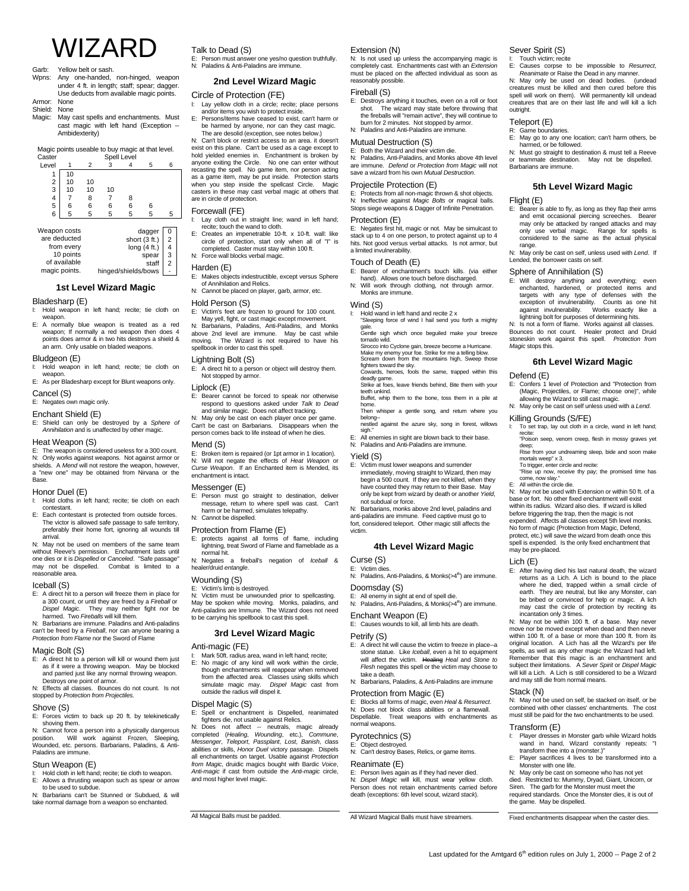# WIZARD

Garb: Yellow belt or sash.
Wpns: Any one-handed, non-hinged, weapon under 4 ft. in length; staff; spear; dagger. Use deducts from available magic points.
Armor: None
Shield: None
Magic: May cast spells and enchantments. Must cast magic with left hand (Exception -- Ambidexterity)

Magic points useable to buy magic at that level.

| Caster Level | Spell Level 1 | 2 | 3 | 4 | 5 | 6 |
|---|---|---|---|---|---|---|
| 1 | 10 | | | | | |
| 2 | 10 | 10 | | | | |
| 3 | 10 | 10 | 10 | | | |
| 4 | 7 | 8 | 7 | 8 | | |
| 5 | 6 | 6 | 6 | 6 | 6 | |
| 6 | 5 | 5 | 5 | 5 | 5 | 5 |

Weapon costs are deducted from every 10 points of available magic points.

| | |
|---|---|
| dagger | 0 |
| short (3 ft.) | 2 |
| long (4 ft.) | 4 |
| spear | 3 |
| staff | 2 |
| hinged/shields/bows | - |

## 1st Level Wizard Magic

### Bladesharp (E)
I: Hold weapon in left hand; recite; tie cloth on weapon.
E: A normally blue weapon is treated as a red weapon; If normally a red weapon then does 4 points does armor & in two hits destroys a shield & an arm. Only usable on bladed weapons.

### Bludgeon (E)
I: Hold weapon in left hand; recite; tie cloth on weapon.
E: As per Bladesharp except for Blunt weapons only.

### Cancel (S)
E: Negates own magic only.

### Enchant Shield (E)
E: Shield can only be destroyed by a *Sphere of Annihilation* and is unaffected by other magic.

### Heat Weapon (S)
E: The weapon is considered useless for a 300 count.
N: Only works against weapons. Not against armor or shields. A *Mend* will not restore the weapon, however, a "new one" may be obtained from Nirvana or the Base.

### Honor Duel (E)
I: Hold cloths in left hand; recite; tie cloth on each contestant.
E: Each contestant is protected from outside forces. The victor is allowed safe passage to safe territory, preferably their home fort, ignoring all wounds till arrival.
N: May not be used on members of the same team without Reeve's permission. Enchantment lasts until one dies or it is *Dispelled* or *Canceled*. "Safe passage" may not be dispelled. Combat is limited to a reasonable area.

### Iceball (S)
E: A direct hit to a person will freeze them in place for a 300 count, or until they are freed by a *Fireball* or *Dispel Magic*. They may neither fight nor be harmed. Two *Fireballs* will kill them.
N: Barbarians are immune. Paladins and Anti-paladins can't be freed by a *Fireball*, nor can anyone bearing a *Protection from Flame* nor the Sword of Flame

### Magic Bolt (S)
E: A direct hit to a person will kill or wound them just as if it were a throwing weapon. May be blocked and parried just like any normal throwing weapon. Destroys one point of armor.
N: Effects all classes. Bounces do not count. Is not stopped by *Protection from Projectiles*.

### Shove (S)
E: Forces victim to back up 20 ft. by telekinetically shoving them.
N: Cannot force a person into a physically dangerous position. Will work against Frozen, Sleeping, Wounded, etc. persons. Barbarians, Paladins, & Anti-Paladins are immune.

### Stun Weapon (E)
I: Hold cloth in left hand; recite; tie cloth to weapon.
E: Allows a thrusting weapon such as spear or arrow to be used to subdue.
N: Barbarians can't be Stunned or Subdued, & will take normal damage from a weapon so enchanted.

### Talk to Dead (S)
E: Person must answer one yes/no question truthfully.
N: Paladins & Anti-Paladins are immune.

## 2nd Level Wizard Magic

### Circle of Protection (FE)
I: Lay yellow cloth in a circle; recite; place persons and/or items you wish to protect inside.
E: Persons/items have ceased to exist, can't harm or be harmed by anyone, nor can they cast magic. The are desolid (exception, see notes below.)
N: Can't block or restrict access to an area. it doesn't exist on this plane. Can't be used as a cage except to hold yielded enemies in. Enchantment is broken by anyone exiting the Circle. No one can enter without recasting the spell. No game item, nor person acting as a game item, may be put inside. Protection starts when you step inside the spellcast Circle. Magic casters in these may cast verbal magic at others that are in circle of protection.

### Forcewall (FE)
I: Lay cloth out in straight line; wand in left hand; recite; touch the wand to cloth.
E: Creates an impenetrable 10-ft. x 10-ft. wall: like circle of protection, start only when all of "I" is completed. Caster must stay within 100 ft.
N: Force wall blocks verbal magic.

### Harden (E)
E: Makes objects indestructible, except versus Sphere of Annihilation and Relics.
N: Cannot be placed on player, garb, armor, etc.

### Hold Person (S)
E: Victim's feet are frozen to ground for 100 count. May yell, fight, or cast magic except movement.
N: Barbarians, Paladins, Anti-Paladins, and Monks above 2nd level are immune. May be cast while moving. The Wizard is not required to have his spellbook in order to cast this spell.

### Lightning Bolt (S)
E: A direct hit to a person or object will destroy them. Not stopped by armor.

### Liplock (E)
E: Bearer cannot be forced to speak nor otherwise respond to questions asked under *Talk to Dead* and similar magic. Does not affect tracking.
N: May only be cast on each player once per game. Can't be cast on Barbarians. Disappears when the person comes back to life instead of when he dies.

### Mend (S)
E: Broken item is repaired (or 1pt armor in 1 location).
N: Will not negate the effects of *Heat Weapon* or *Curse Weapon*. If an Enchanted item is Mended, its enchantment is intact.

### Messenger (E)
E: Person must go straight to destination, deliver message, return to where spell was cast. Can't harm or be harmed, simulates telepathy.
N: Cannot be dispelled.

### Protection from Flame (E)
E: protects against all forms of flame, including lightning, treat Sword of Flame and flameblade as a normal hit.
N: Negates a fireball's negation of *Iceball* & healer/druid *entangle*.

### Wounding (S)
E: Victim's limb is destroyed.
N: Victim must be unwounded prior to spellcasting. May be spoken while moving. Monks, paladins, and Anti-paladins are Immune. The Wizard does not need to be carrying his spellbook to cast this spell.

## 3rd Level Wizard Magic

### Anti-magic (FE)
I: Mark 50ft. radius area, wand in left hand; recite;
E: No magic of any kind will work within the circle, though enchantments will reappear when removed from the affected area. Classes using skills which simulate magic may. *Dispel Magic* cast from outside the radius will dispel it.

### Dispel Magic (S)
E: Spell or enchantment is Dispelled, reanimated fighters die, not usable against Relics.
N: Does not affect -- neutrals, magic already completed (*Healing*, *Wounding*, etc.), *Commune*, *Messenger*, *Teleport*, *Passplant*, *Lost*, *Banish*, class abilities or skills, *Honor Duel* victory passage. Dispels all enchantments on target. Usable against *Protection from Magic*, druidic magics bought with Bardic *Voice*, *Anti-magic* if cast from outside the *Anti-magic* circle, and most higher level magic.

All Magical Balls must be padded.

### Extension (N)
N: Is not used up unless the accompanying magic is completely cast. Enchantments cast with an *Extension* must be placed on the affected individual as soon as reasonably possible.

### Fireball (S)
E: Destroys anything it touches, even on a roll or foot shot. The wizard may state before throwing that the fireballs will "remain active", they will continue to burn for 2 minutes. Not stopped by armor.
N: Paladins and Anti-Paladins are immune.

### Mutual Destruction (S)
E: Both the Wizard and their victim die.
N: Paladins, Anti-Paladins, and Monks above 4th level are immune. *Defend* or *Protection from Magic* will not save a wizard from his own *Mutual Destruction*.

### Projectile Protection (E)
E: Protects from all non-magic thrown & shot objects.
N: Ineffective against *Magic Bolts* or magical balls. Stops siege weapons & Dagger of Infinite Penetration.

### Protection (E)
E: Negates first hit, magic or not. May be simulcast to stack up to 4 on one person, to protect against up to 4 hits. Not good versus verbal attacks. Is not armor, but a limited invulnerability.

### Touch of Death (E)
E: Bearer of enchantment's touch kills. (via either hand). Allows one touch before discharged.
N: Will work through clothing, not through armor. Monks are immune.

### Wind (S)
I: Hold wand in left hand and recite 2 x
"Sleeping force of wind I hail send you forth a mighty gale.
Gentle sigh which once beguiled make your breeze tornado wild.
Sirocco into Cyclone gain, breeze become a Hurricane.
Make my enemy your foe. Strike for me a telling blow.
Scream down from the mountains high, Sweep those fighters toward the sky.
Cowards, heroes, fools the same, trapped within this deadly game.
Strike at foes, leave friends behind, Bite them with your teeth unkind.
Buffet, whip them to the bone, toss them in a pile at home.
Then whisper a gentle song, and return where you belong--
nestled against the azure sky, song in forest, willows sigh."
E: All enemies in sight are blown back to their base.
N: Paladins and Anti-Paladins are immune.

### Yield (S)
E: Victim must lower weapons and surrender immediately, moving straight to Wizard, then may begin a 500 count. If they are not killed, when they have counted they may return to their Base. May only be kept from wizard by death or another *Yield*, not subdual or force.
N: Barbarians, monks above 2nd level, paladins and anti-paladins are immune. Feed captive must go to fort, considered teleport. Other magic still affects the victim.

## 4th Level Wizard Magic

### Curse (S)
E: Victim dies.
N: Paladins, Anti-Paladins, & Monks(>4th) are immune.

### Doomsday (S)
E: All enemy in sight at end of spell die.
N: Paladins, Anti-Paladins, & Monks(>4th) are immune.

### Enchant Weapon (E)
E: Causes wounds to kill, all limb hits are death.

### Petrify (S)
E: A direct hit will cause the victim to freeze in place--a stone statue. Like *Iceball*, even a hit to equipment will affect the victim. ~~Healing~~ *Heal* and *Stone to Flesh* negates this spell or the victim may choose to take a death.
N: Barbarians, Paladins, & Anti-Paladins are immune

### Protection from Magic (E)
E: Blocks all forms of magic, even *Heal* & *Resurrect*.
N: Does not block class abilities or a flamewall. Dispellable. Treat weapons with enchantments as normal weapons.

### Pyrotechnics (S)
E: Object destroyed.
N: Can't destroy Bases, Relics, or game items.

### Reanimate (E)
E: Person lives again as if they had never died.
N: *Dispel Magic* will kill, must wear yellow cloth. Person does not retain enchantments carried before death (exceptions: 6th level scout, wizard *stack*).

All Wizard Magical Balls must have streamers.

### Sever Spirit (S)
I: Touch victim; recite
E: Causes corpse to be impossible to *Resurrect*, *Reanimate* or Raise the Dead in any manner.
N: May only be used on dead bodies. (undead creatures must be killed and then cured before this spell will work on them). Will permanently kill undead creatures that are on their last life and will kill a lich outright.

### Teleport (E)
R: Game boundaries.
E: May go to any one location; can't harm others, be harmed, or be followed.
N: Must go straight to destination & must tell a Reeve or teammate destination. May not be dispelled. Barbarians are immune.

## 5th Level Wizard Magic

### Flight (E)
E: Bearer is able to fly, as long as they flap their arms and emit occasional piercing screeches. Bearer may only be attacked by ranged attacks and may only use verbal magic. Range for spells is considered to the same as the actual physical range.
N: May only be cast on self, unless used with *Lend*. If Lended, the borrower casts on self.

### Sphere of Annihilation (S)
E: Will destroy anything and everything; even enchanted, hardened, or protected items and targets with any type of defenses with the exception of invulnerability. Counts as one hit against invulnerability. Works exactly like a lightning bolt for purposes of determining hits.
N: Is not a form of flame. Works against all classes. Bounces do not count. Healer protect and Druid stoneskin work against this spell. *Protection from Magic* stops this.

## 6th Level Wizard Magic

### Defend (E)
E: Confers 1 level of Protection and "Protection from (Magic, Projectiles, or Flame; choose one)", while allowing the Wizard to still cast magic.
N: May only be cast on self unless used with a *Lend*.

### Killing Grounds (S/FE)
I: To set trap, lay out cloth in a circle, wand in left hand; recite:
"Poison seep, venom creep, flesh in mossy graves yet deep;
Rise from your undreaming sleep, bide and soon make mortals weep" x 3.
To trigger, enter circle and recite:
"Rise up now, receive thy pay; the promised time has come, now slay."
E: All within the circle die.
N: May not be used with Extension or within 50 ft. of a base or fort. No other fixed enchantment will exist within its radius. Wizard also dies. If wizard is killed before triggering the trap, then the magic is not expended. Affects all classes except 5th level monks. No form of magic (Protection from Magic, Defend, protect, etc.) will save the wizard from death once this spell is expended. Is the only fixed enchantment that may be pre-placed.

### Lich (E)
E: After having died his last natural death, the wizard returns as a Lich. A Lich is bound to the place where he died, trapped within a small circle of earth. They are neutral, but like any Monster, can be bribed or convinced for help or magic. A lich may cast the circle of protection by reciting its incantation only 3 times.
N: May not be within 100 ft. of a base. May never move nor be moved except when dead and then never within 100 ft. of a base or more than 100 ft. from its original location. A Lich has all the Wizard's per life spells, as well as any other magic the Wizard had left. Remember that this magic is an enchantment and subject their limitations. A *Sever Spirit* or *Dispel Magic* will kill a Lich. A Lich is still considered to be a Wizard and may still die from normal means.

### Stack (N)
N: May not be used on self, be stacked on itself, or be combined with other classes' enchantments. The cost must still be paid for the two enchantments to be used.

### Transform (E)
I: Player dresses in Monster garb while Wizard holds wand in hand, Wizard constantly repeats: "I transform thee into a (monster.)"
E: Player sacrifices 4 lives to be transformed into a Monster with one life.
N: May only be cast on someone who has not yet died. Restricted to: Mummy, Dryad, Giant, Unicorn, or Siren. The garb for the Monster must meet the required standards. Once the Monster dies, it is out of the game. May be dispelled.

Fixed enchantments disappear when the caster dies.

Last updated for the Amtgard 6th edition rules on July 1, 2000